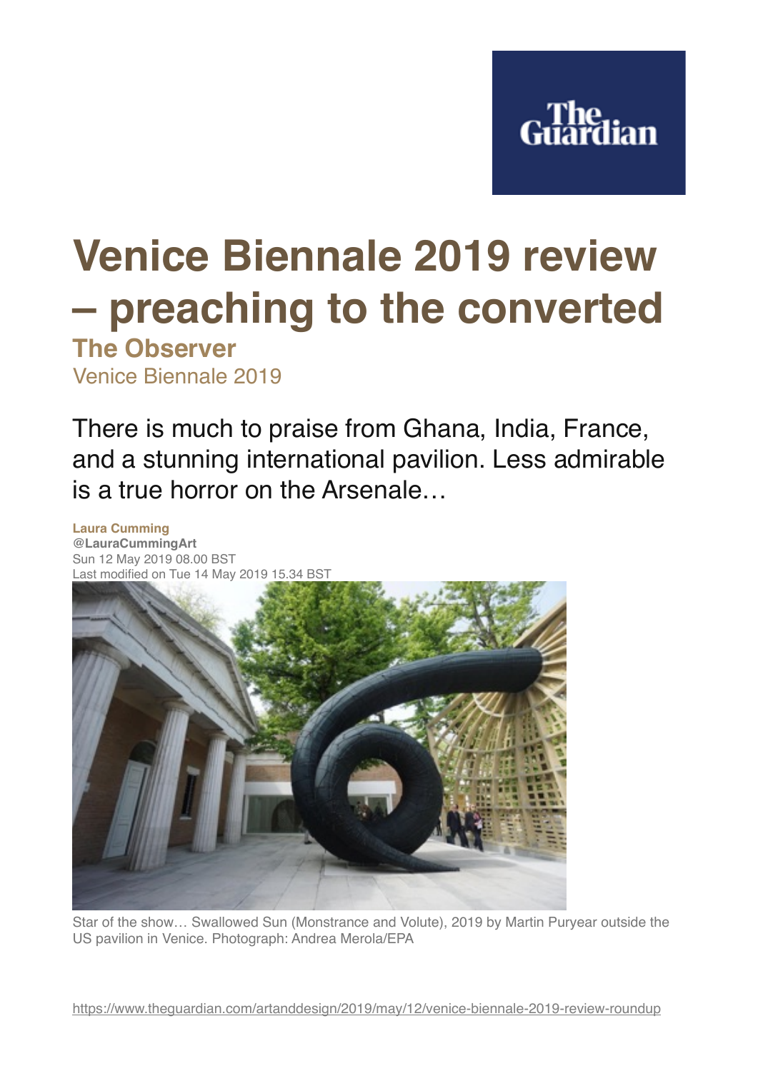The Guardian

# Venice Biennale 2019 review – preaching to the converted

**The Observer**

Venice Biennale 2019

There is much to praise from Ghana, India, France, and a stunning international pavilion. Less admirable is a true horror on the Arsenale…

**Laura Cumming**
**@LauraCummingArt**
Sun 12 May 2019 08.00 BST
Last modified on Tue 14 May 2019 15.34 BST

Star of the show… Swallowed Sun (Monstrance and Volute), 2019 by Martin Puryear outside the US pavilion in Venice. Photograph: Andrea Merola/EPA

https://www.theguardian.com/artanddesign/2019/may/12/venice-biennale-2019-review-roundup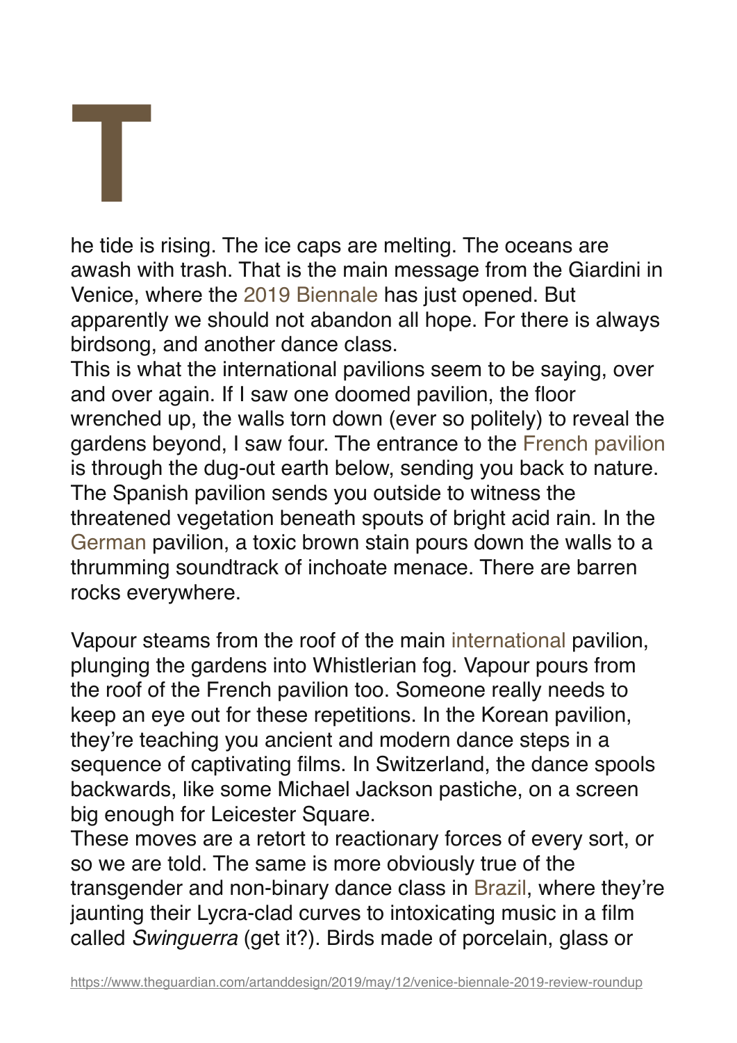The tide is rising. The ice caps are melting. The oceans are awash with trash. That is the main message from the Giardini in Venice, where the 2019 Biennale has just opened. But apparently we should not abandon all hope. For there is always birdsong, and another dance class.

This is what the international pavilions seem to be saying, over and over again. If I saw one doomed pavilion, the floor wrenched up, the walls torn down (ever so politely) to reveal the gardens beyond, I saw four. The entrance to the French pavilion is through the dug-out earth below, sending you back to nature. The Spanish pavilion sends you outside to witness the threatened vegetation beneath spouts of bright acid rain. In the German pavilion, a toxic brown stain pours down the walls to a thrumming soundtrack of inchoate menace. There are barren rocks everywhere.

Vapour steams from the roof of the main international pavilion, plunging the gardens into Whistlerian fog. Vapour pours from the roof of the French pavilion too. Someone really needs to keep an eye out for these repetitions. In the Korean pavilion, they're teaching you ancient and modern dance steps in a sequence of captivating films. In Switzerland, the dance spools backwards, like some Michael Jackson pastiche, on a screen big enough for Leicester Square.

These moves are a retort to reactionary forces of every sort, or so we are told. The same is more obviously true of the transgender and non-binary dance class in Brazil, where they're jaunting their Lycra-clad curves to intoxicating music in a film called *Swinguerra* (get it?). Birds made of porcelain, glass or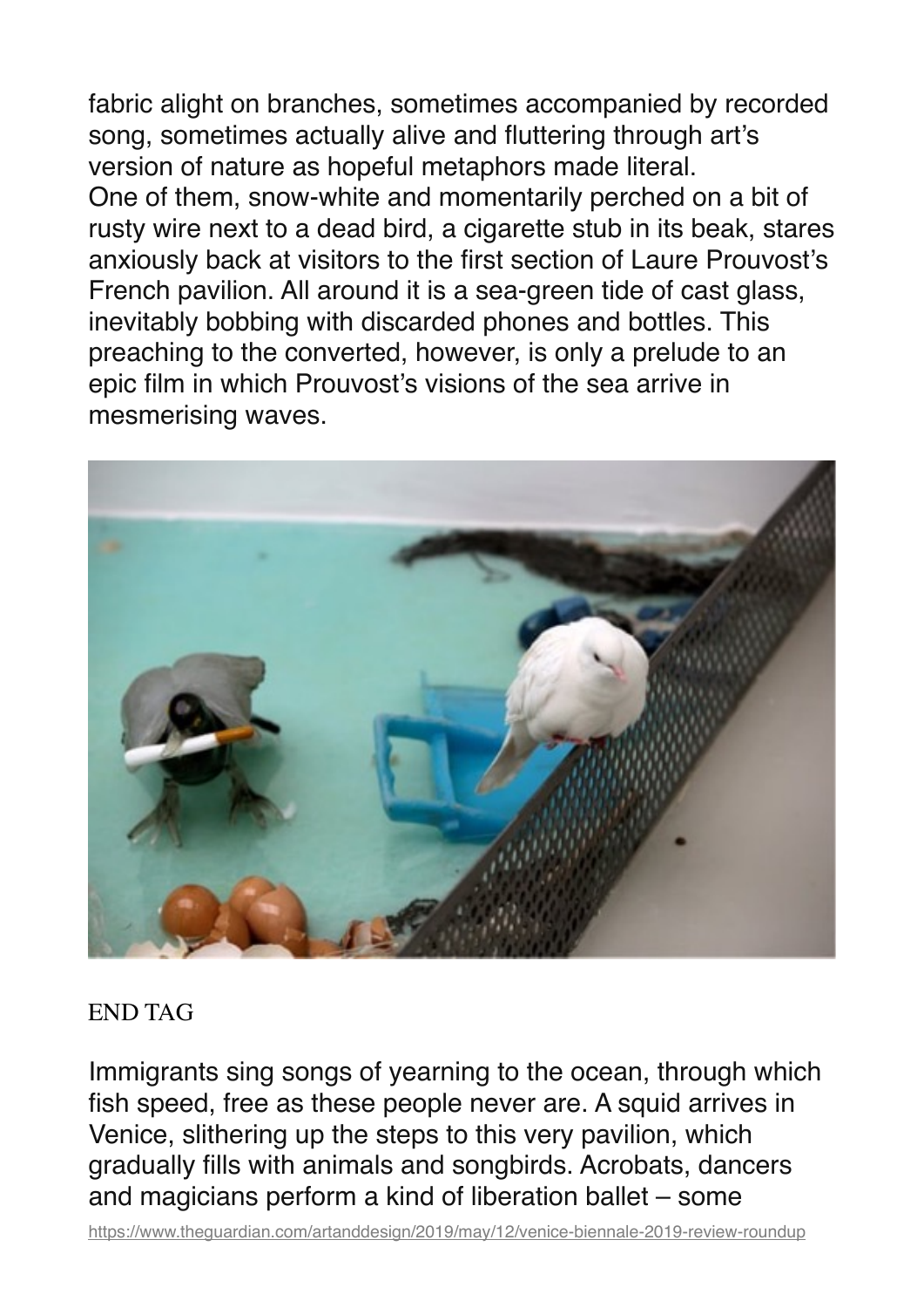fabric alight on branches, sometimes accompanied by recorded song, sometimes actually alive and fluttering through art's version of nature as hopeful metaphors made literal.
One of them, snow-white and momentarily perched on a bit of rusty wire next to a dead bird, a cigarette stub in its beak, stares anxiously back at visitors to the first section of Laure Prouvost's French pavilion. All around it is a sea-green tide of cast glass, inevitably bobbing with discarded phones and bottles. This preaching to the converted, however, is only a prelude to an epic film in which Prouvost's visions of the sea arrive in mesmerising waves.

END TAG

Immigrants sing songs of yearning to the ocean, through which fish speed, free as these people never are. A squid arrives in Venice, slithering up the steps to this very pavilion, which gradually fills with animals and songbirds. Acrobats, dancers and magicians perform a kind of liberation ballet – some

https://www.theguardian.com/artanddesign/2019/may/12/venice-biennale-2019-review-roundup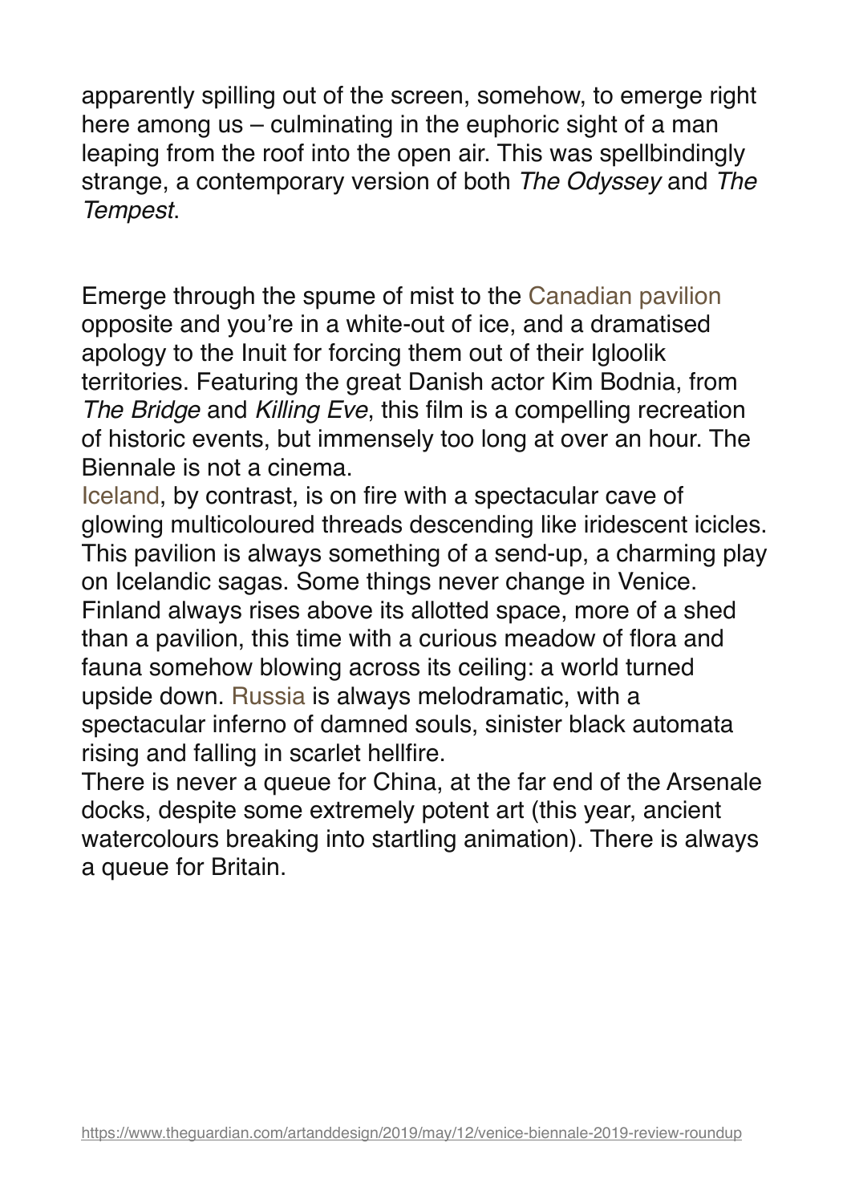apparently spilling out of the screen, somehow, to emerge right here among us – culminating in the euphoric sight of a man leaping from the roof into the open air. This was spellbindingly strange, a contemporary version of both *The Odyssey* and *The Tempest*.

Emerge through the spume of mist to the Canadian pavilion opposite and you're in a white-out of ice, and a dramatised apology to the Inuit for forcing them out of their Igloolik territories. Featuring the great Danish actor Kim Bodnia, from *The Bridge* and *Killing Eve*, this film is a compelling recreation of historic events, but immensely too long at over an hour. The Biennale is not a cinema.

Iceland, by contrast, is on fire with a spectacular cave of glowing multicoloured threads descending like iridescent icicles. This pavilion is always something of a send-up, a charming play on Icelandic sagas. Some things never change in Venice. Finland always rises above its allotted space, more of a shed than a pavilion, this time with a curious meadow of flora and fauna somehow blowing across its ceiling: a world turned upside down. Russia is always melodramatic, with a spectacular inferno of damned souls, sinister black automata rising and falling in scarlet hellfire.

There is never a queue for China, at the far end of the Arsenale docks, despite some extremely potent art (this year, ancient watercolours breaking into startling animation). There is always a queue for Britain.

https://www.theguardian.com/artanddesign/2019/may/12/venice-biennale-2019-review-roundup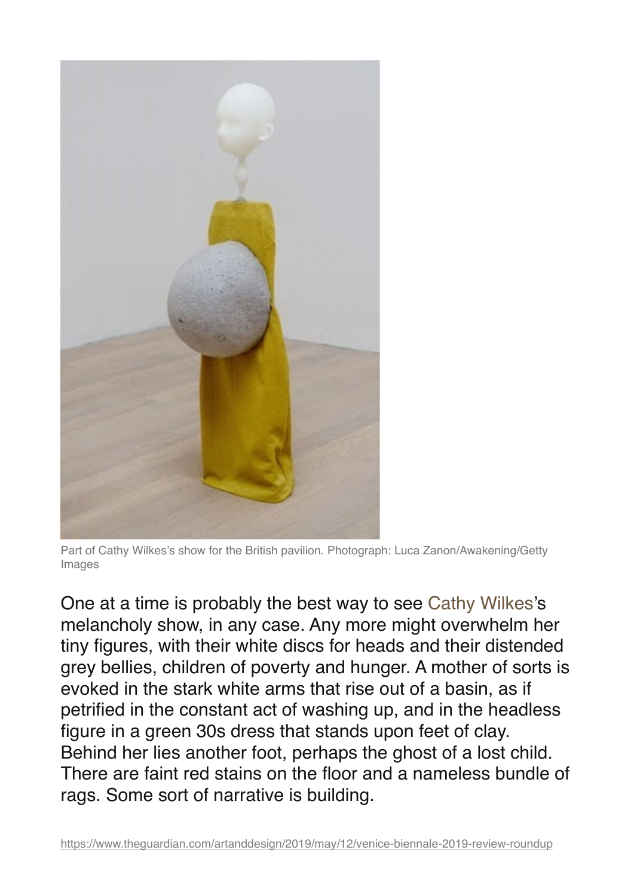Part of Cathy Wilkes's show for the British pavilion. Photograph: Luca Zanon/Awakening/Getty Images

One at a time is probably the best way to see Cathy Wilkes's melancholy show, in any case. Any more might overwhelm her tiny figures, with their white discs for heads and their distended grey bellies, children of poverty and hunger. A mother of sorts is evoked in the stark white arms that rise out of a basin, as if petrified in the constant act of washing up, and in the headless figure in a green 30s dress that stands upon feet of clay. Behind her lies another foot, perhaps the ghost of a lost child. There are faint red stains on the floor and a nameless bundle of rags. Some sort of narrative is building.

https://www.theguardian.com/artanddesign/2019/may/12/venice-biennale-2019-review-roundup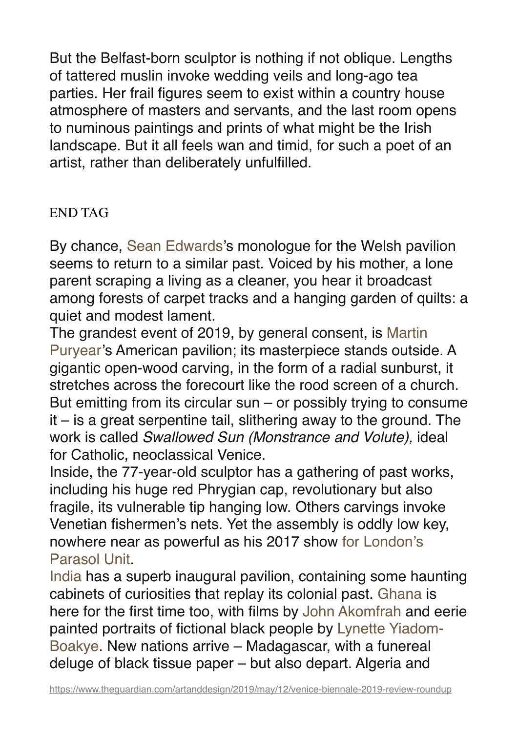But the Belfast-born sculptor is nothing if not oblique. Lengths of tattered muslin invoke wedding veils and long-ago tea parties. Her frail figures seem to exist within a country house atmosphere of masters and servants, and the last room opens to numinous paintings and prints of what might be the Irish landscape. But it all feels wan and timid, for such a poet of an artist, rather than deliberately unfulfilled.

END TAG

By chance, Sean Edwards's monologue for the Welsh pavilion seems to return to a similar past. Voiced by his mother, a lone parent scraping a living as a cleaner, you hear it broadcast among forests of carpet tracks and a hanging garden of quilts: a quiet and modest lament.

The grandest event of 2019, by general consent, is Martin Puryear's American pavilion; its masterpiece stands outside. A gigantic open-wood carving, in the form of a radial sunburst, it stretches across the forecourt like the rood screen of a church. But emitting from its circular sun – or possibly trying to consume it – is a great serpentine tail, slithering away to the ground. The work is called *Swallowed Sun (Monstrance and Volute),* ideal for Catholic, neoclassical Venice.

Inside, the 77-year-old sculptor has a gathering of past works, including his huge red Phrygian cap, revolutionary but also fragile, its vulnerable tip hanging low. Others carvings invoke Venetian fishermen's nets. Yet the assembly is oddly low key, nowhere near as powerful as his 2017 show for London's Parasol Unit.

India has a superb inaugural pavilion, containing some haunting cabinets of curiosities that replay its colonial past. Ghana is here for the first time too, with films by John Akomfrah and eerie painted portraits of fictional black people by Lynette Yiadom-Boakye. New nations arrive – Madagascar, with a funereal deluge of black tissue paper – but also depart. Algeria and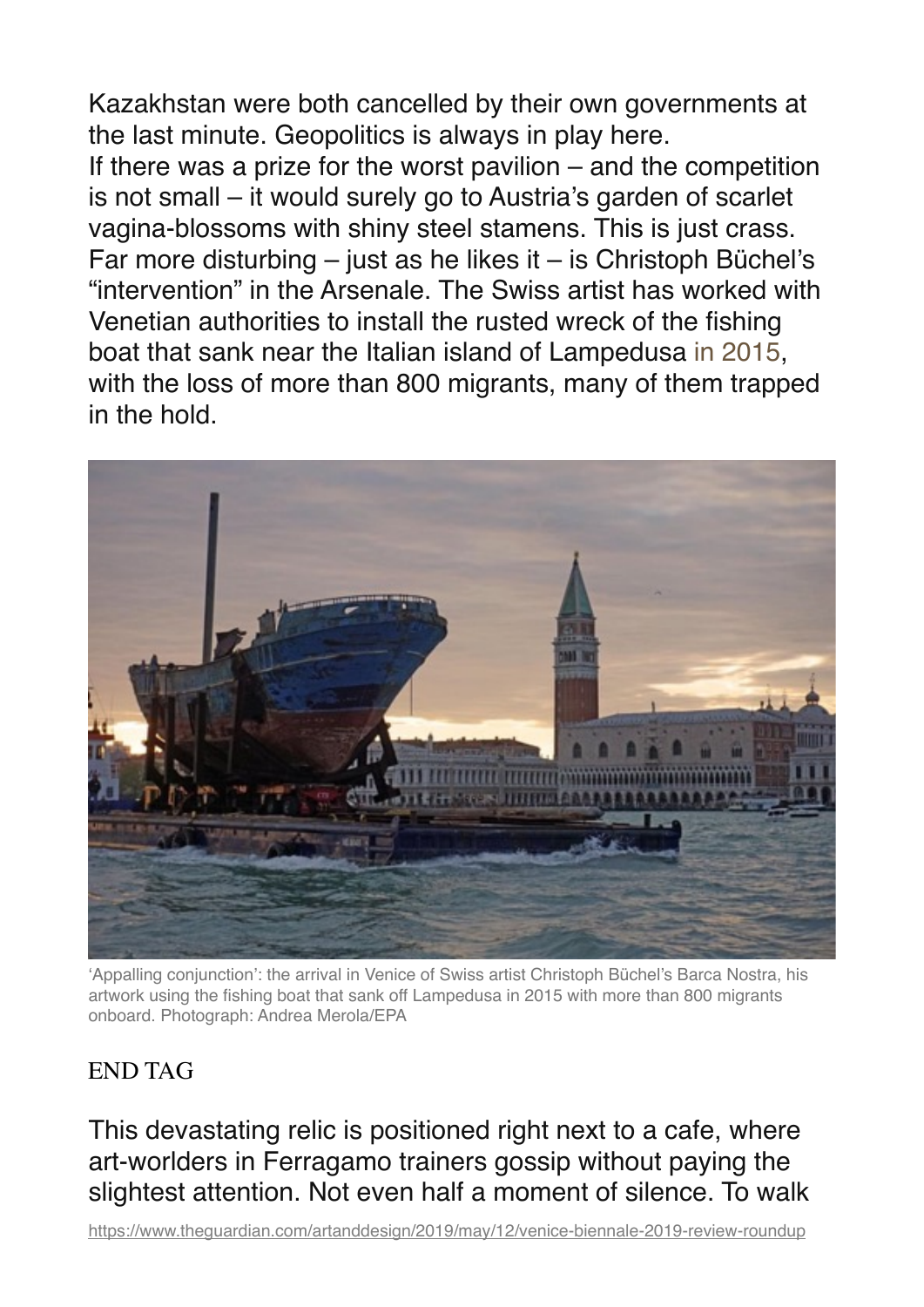Kazakhstan were both cancelled by their own governments at the last minute. Geopolitics is always in play here.

If there was a prize for the worst pavilion – and the competition is not small – it would surely go to Austria's garden of scarlet vagina-blossoms with shiny steel stamens. This is just crass.

Far more disturbing – just as he likes it – is Christoph Büchel's "intervention" in the Arsenale. The Swiss artist has worked with Venetian authorities to install the rusted wreck of the fishing boat that sank near the Italian island of Lampedusa in 2015, with the loss of more than 800 migrants, many of them trapped in the hold.

'Appalling conjunction': the arrival in Venice of Swiss artist Christoph Büchel's Barca Nostra, his artwork using the fishing boat that sank off Lampedusa in 2015 with more than 800 migrants onboard. Photograph: Andrea Merola/EPA

END TAG

This devastating relic is positioned right next to a cafe, where art-worlders in Ferragamo trainers gossip without paying the slightest attention. Not even half a moment of silence. To walk

https://www.theguardian.com/artanddesign/2019/may/12/venice-biennale-2019-review-roundup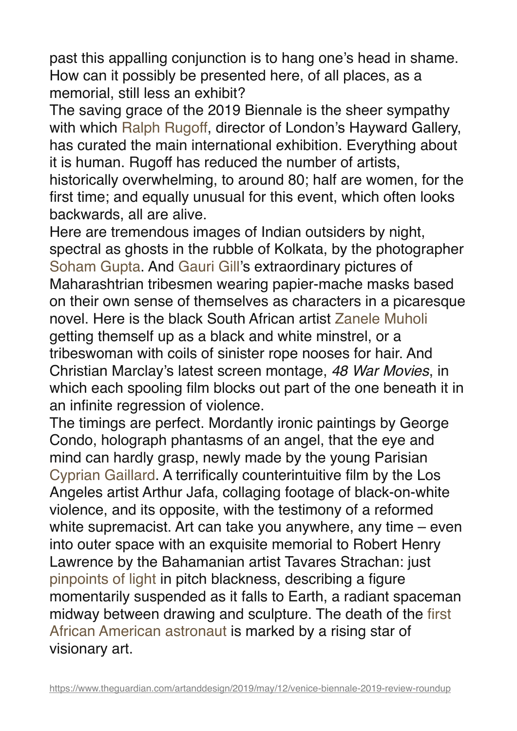past this appalling conjunction is to hang one's head in shame. How can it possibly be presented here, of all places, as a memorial, still less an exhibit?

The saving grace of the 2019 Biennale is the sheer sympathy with which Ralph Rugoff, director of London's Hayward Gallery, has curated the main international exhibition. Everything about it is human. Rugoff has reduced the number of artists, historically overwhelming, to around 80; half are women, for the first time; and equally unusual for this event, which often looks backwards, all are alive.

Here are tremendous images of Indian outsiders by night, spectral as ghosts in the rubble of Kolkata, by the photographer Soham Gupta. And Gauri Gill's extraordinary pictures of Maharashtrian tribesmen wearing papier-mache masks based on their own sense of themselves as characters in a picaresque novel. Here is the black South African artist Zanele Muholi getting themself up as a black and white minstrel, or a tribeswoman with coils of sinister rope nooses for hair. And Christian Marclay's latest screen montage, *48 War Movies*, in which each spooling film blocks out part of the one beneath it in an infinite regression of violence.

The timings are perfect. Mordantly ironic paintings by George Condo, holograph phantasms of an angel, that the eye and mind can hardly grasp, newly made by the young Parisian Cyprian Gaillard. A terrifically counterintuitive film by the Los Angeles artist Arthur Jafa, collaging footage of black-on-white violence, and its opposite, with the testimony of a reformed white supremacist. Art can take you anywhere, any time – even into outer space with an exquisite memorial to Robert Henry Lawrence by the Bahamanian artist Tavares Strachan: just pinpoints of light in pitch blackness, describing a figure momentarily suspended as it falls to Earth, a radiant spaceman midway between drawing and sculpture. The death of the first African American astronaut is marked by a rising star of visionary art.

https://www.theguardian.com/artanddesign/2019/may/12/venice-biennale-2019-review-roundup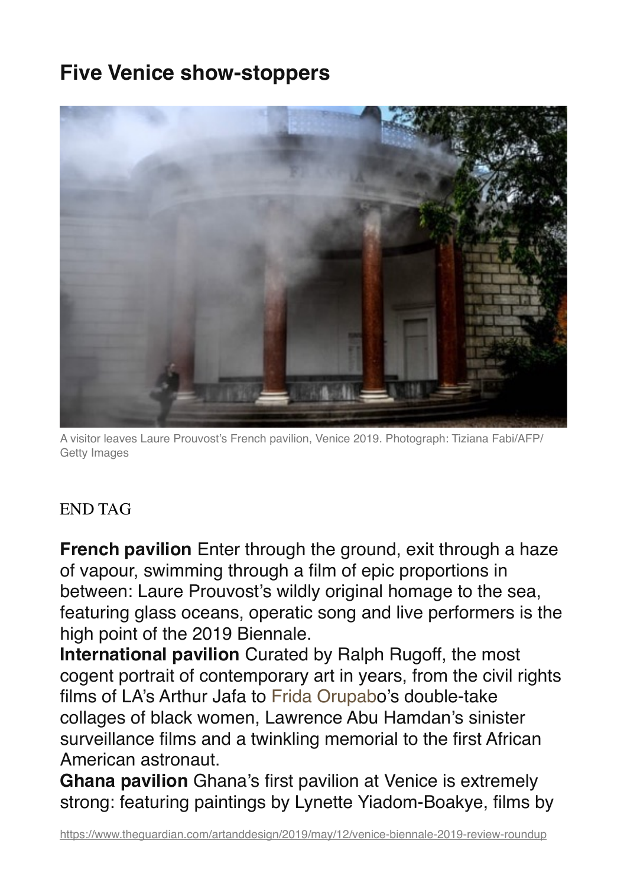## Five Venice show-stoppers

A visitor leaves Laure Prouvost's French pavilion, Venice 2019. Photograph: Tiziana Fabi/AFP/Getty Images

END TAG

**French pavilion** Enter through the ground, exit through a haze of vapour, swimming through a film of epic proportions in between: Laure Prouvost's wildly original homage to the sea, featuring glass oceans, operatic song and live performers is the high point of the 2019 Biennale.
**International pavilion** Curated by Ralph Rugoff, the most cogent portrait of contemporary art in years, from the civil rights films of LA's Arthur Jafa to Frida Orupabo's double-take collages of black women, Lawrence Abu Hamdan's sinister surveillance films and a twinkling memorial to the first African American astronaut.
**Ghana pavilion** Ghana's first pavilion at Venice is extremely strong: featuring paintings by Lynette Yiadom-Boakye, films by

https://www.theguardian.com/artanddesign/2019/may/12/venice-biennale-2019-review-roundup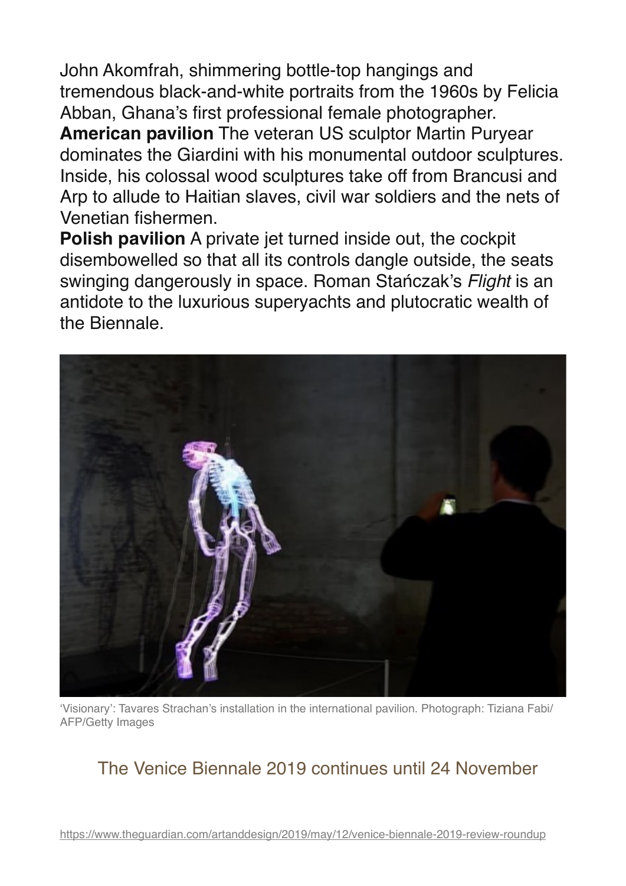John Akomfrah, shimmering bottle-top hangings and tremendous black-and-white portraits from the 1960s by Felicia Abban, Ghana's first professional female photographer.

**American pavilion** The veteran US sculptor Martin Puryear dominates the Giardini with his monumental outdoor sculptures. Inside, his colossal wood sculptures take off from Brancusi and Arp to allude to Haitian slaves, civil war soldiers and the nets of Venetian fishermen.

**Polish pavilion** A private jet turned inside out, the cockpit disembowelled so that all its controls dangle outside, the seats swinging dangerously in space. Roman Stańczak's *Flight* is an antidote to the luxurious superyachts and plutocratic wealth of the Biennale.

'Visionary': Tavares Strachan's installation in the international pavilion. Photograph: Tiziana Fabi/AFP/Getty Images

The Venice Biennale 2019 continues until 24 November

https://www.theguardian.com/artanddesign/2019/may/12/venice-biennale-2019-review-roundup